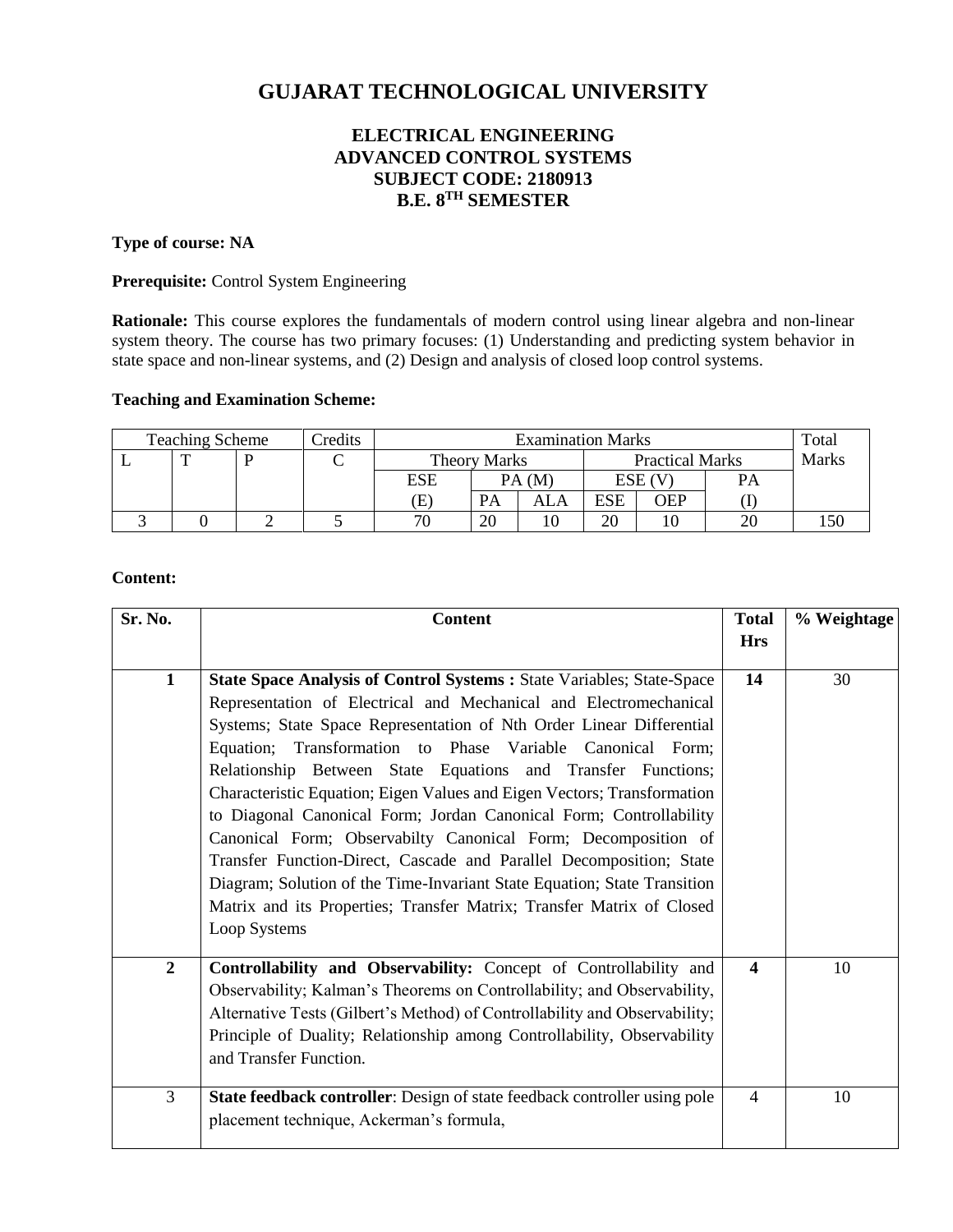# GUJARAT TECHNOLOGICAL UNIVERSITY

## ELECTRICAL ENGINEERING
## ADVANCED CONTROL SYSTEMS
## SUBJECT CODE: 2180913
## B.E. 8$^{TH}$ SEMESTER

**Type of course: NA**

**Prerequisite:** Control System Engineering

**Rationale:** This course explores the fundamentals of modern control using linear algebra and non-linear system theory. The course has two primary focuses: (1) Understanding and predicting system behavior in state space and non-linear systems, and (2) Design and analysis of closed loop control systems.

**Teaching and Examination Scheme:**

| Teaching Scheme | | | Credits | Examination Marks | | | | | | Total Marks |
|---|---|---|---|---|---|---|---|---|---|---|
| L | T | P | C | Theory Marks | | | Practical Marks | | | |
| | | | | ESE (E) | PA (M) | | ESE (V) | | PA (I) | |
| | | | | | PA | ALA | ESE | OEP | | |
| 3 | 0 | 2 | 5 | 70 | 20 | 10 | 20 | 10 | 20 | 150 |

**Content:**

| Sr. No. | Content | Total Hrs | % Weightage |
|---|---|---|---|
| 1 | **State Space Analysis of Control Systems :** State Variables; State-Space Representation of Electrical and Mechanical and Electromechanical Systems; State Space Representation of Nth Order Linear Differential Equation; Transformation to Phase Variable Canonical Form; Relationship Between State Equations and Transfer Functions; Characteristic Equation; Eigen Values and Eigen Vectors; Transformation to Diagonal Canonical Form; Jordan Canonical Form; Controllability Canonical Form; Observabilty Canonical Form; Decomposition of Transfer Function-Direct, Cascade and Parallel Decomposition; State Diagram; Solution of the Time-Invariant State Equation; State Transition Matrix and its Properties; Transfer Matrix; Transfer Matrix of Closed Loop Systems | **14** | 30 |
| **2** | **Controllability and Observability:** Concept of Controllability and Observability; Kalman's Theorems on Controllability; and Observability, Alternative Tests (Gilbert's Method) of Controllability and Observability; Principle of Duality; Relationship among Controllability, Observability and Transfer Function. | **4** | 10 |
| 3 | **State feedback controller**: Design of state feedback controller using pole placement technique, Ackerman's formula, | 4 | 10 |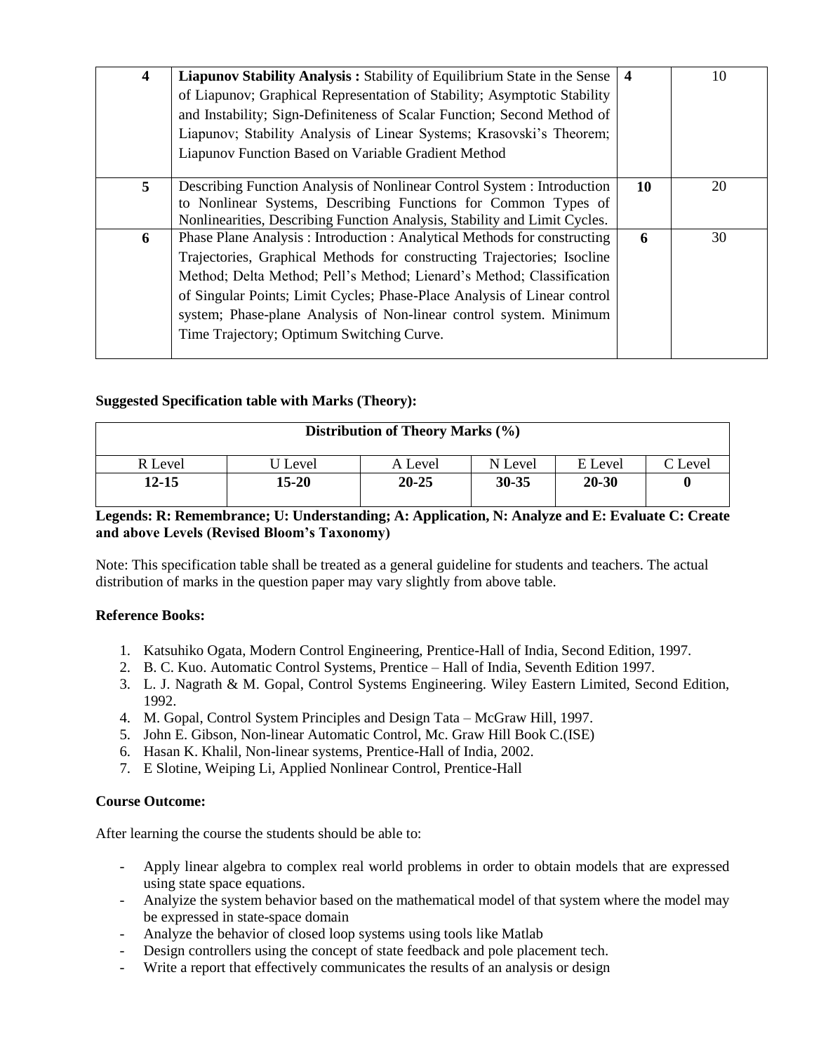| | | | |
|---|---|---|---|
| **4** | **Liapunov Stability Analysis :** Stability of Equilibrium State in the Sense of Liapunov; Graphical Representation of Stability; Asymptotic Stability and Instability; Sign-Definiteness of Scalar Function; Second Method of Liapunov; Stability Analysis of Linear Systems; Krasovski's Theorem; Liapunov Function Based on Variable Gradient Method | **4** | 10 |
| **5** | Describing Function Analysis of Nonlinear Control System : Introduction to Nonlinear Systems, Describing Functions for Common Types of Nonlinearities, Describing Function Analysis, Stability and Limit Cycles. | **10** | 20 |
| **6** | Phase Plane Analysis : Introduction : Analytical Methods for constructing Trajectories, Graphical Methods for constructing Trajectories; Isocline Method; Delta Method; Pell's Method; Lienard's Method; Classification of Singular Points; Limit Cycles; Phase-Place Analysis of Linear control system; Phase-plane Analysis of Non-linear control system. Minimum Time Trajectory; Optimum Switching Curve. | **6** | 30 |

**Suggested Specification table with Marks (Theory):**

| **Distribution of Theory Marks (%)** | | | | | |
|---|---|---|---|---|---|
| R Level | U Level | A Level | N Level | E Level | C Level |
| **12-15** | **15-20** | **20-25** | **30-35** | **20-30** | **0** |

**Legends: R: Remembrance; U: Understanding; A: Application, N: Analyze and E: Evaluate C: Create and above Levels (Revised Bloom's Taxonomy)**

Note: This specification table shall be treated as a general guideline for students and teachers. The actual distribution of marks in the question paper may vary slightly from above table.

**Reference Books:**

1. Katsuhiko Ogata, Modern Control Engineering, Prentice-Hall of India, Second Edition, 1997.
2. B. C. Kuo. Automatic Control Systems, Prentice – Hall of India, Seventh Edition 1997.
3. L. J. Nagrath & M. Gopal, Control Systems Engineering. Wiley Eastern Limited, Second Edition, 1992.
4. M. Gopal, Control System Principles and Design Tata – McGraw Hill, 1997.
5. John E. Gibson, Non-linear Automatic Control, Mc. Graw Hill Book C.(ISE)
6. Hasan K. Khalil, Non-linear systems, Prentice-Hall of India, 2002.
7. E Slotine, Weiping Li, Applied Nonlinear Control, Prentice-Hall

**Course Outcome:**

After learning the course the students should be able to:

- Apply linear algebra to complex real world problems in order to obtain models that are expressed using state space equations.
- Analyze the system behavior based on the mathematical model of that system where the model may be expressed in state-space domain
- Analyze the behavior of closed loop systems using tools like Matlab
- Design controllers using the concept of state feedback and pole placement tech.
- Write a report that effectively communicates the results of an analysis or design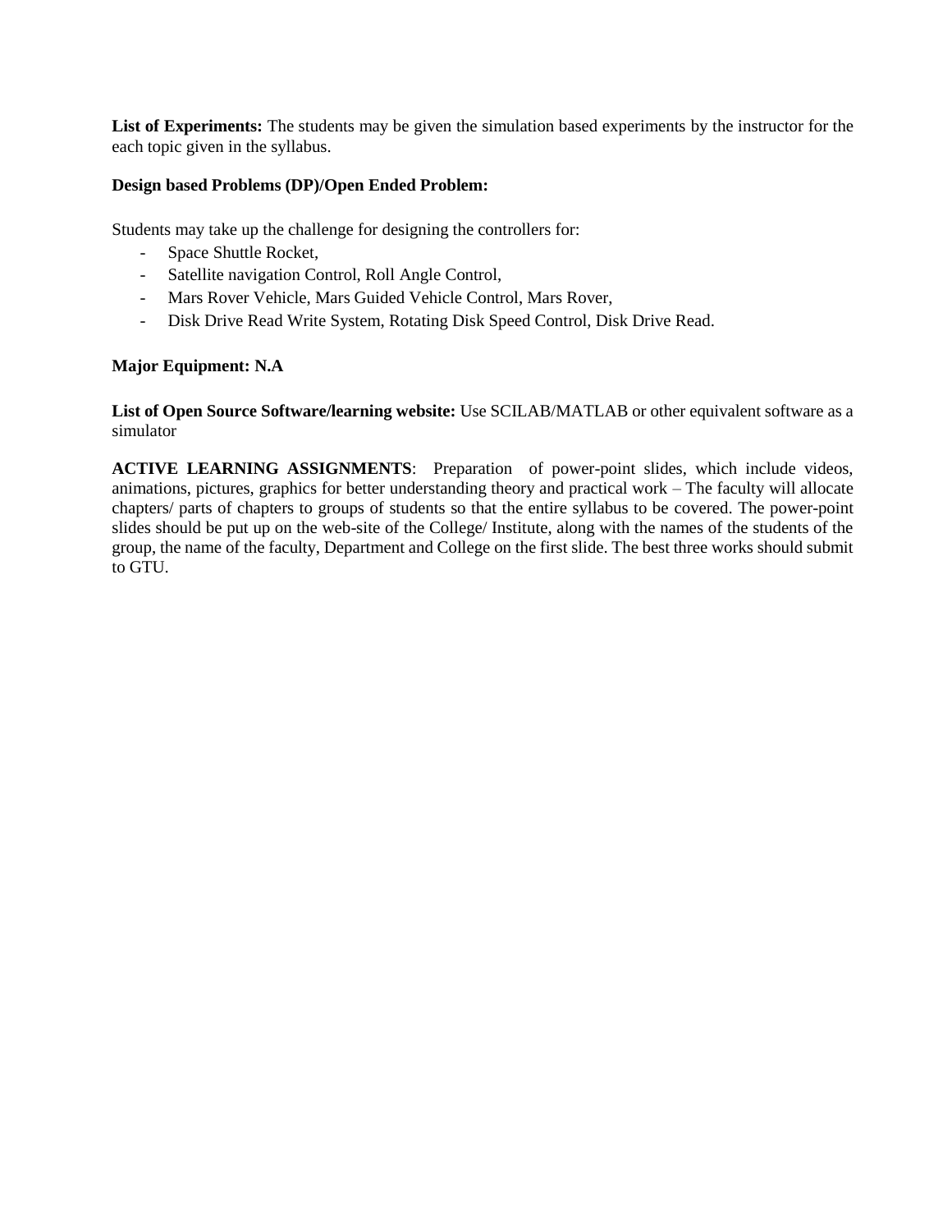**List of Experiments:** The students may be given the simulation based experiments by the instructor for the each topic given in the syllabus.

**Design based Problems (DP)/Open Ended Problem:**

Students may take up the challenge for designing the controllers for:

- Space Shuttle Rocket,
- Satellite navigation Control, Roll Angle Control,
- Mars Rover Vehicle, Mars Guided Vehicle Control, Mars Rover,
- Disk Drive Read Write System, Rotating Disk Speed Control, Disk Drive Read.

**Major Equipment: N.A**

**List of Open Source Software/learning website:** Use SCILAB/MATLAB or other equivalent software as a simulator

**ACTIVE LEARNING ASSIGNMENTS**: Preparation of power-point slides, which include videos, animations, pictures, graphics for better understanding theory and practical work – The faculty will allocate chapters/ parts of chapters to groups of students so that the entire syllabus to be covered. The power-point slides should be put up on the web-site of the College/ Institute, along with the names of the students of the group, the name of the faculty, Department and College on the first slide. The best three works should submit to GTU.